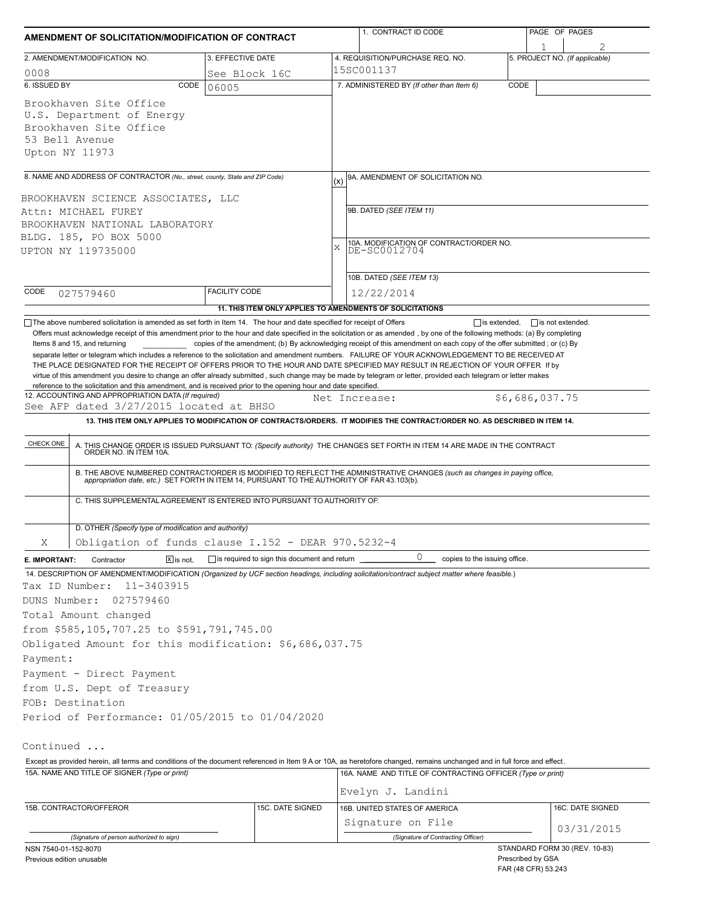# AMENDMENT OF SOLICITATION/MODIFICATION OF CONTRACT

| 1. CONTRACT ID CODE | PAGE OF PAGES |
| --- | --- |
| | 1 / 2 |

| 2. AMENDMENT/MODIFICATION NO. | 3. EFFECTIVE DATE | 4. REQUISITION/PURCHASE REQ. NO. | 5. PROJECT NO. (If applicable) |
| --- | --- | --- | --- |
| 0008 | See Block 16C | 15SC001137 | |

**6. ISSUED BY** CODE 06005

Brookhaven Site Office
U.S. Department of Energy
Brookhaven Site Office
53 Bell Avenue
Upton NY 11973

**7. ADMINISTERED BY** (If other than Item 6) CODE

**8. NAME AND ADDRESS OF CONTRACTOR** (No., street, county, State and ZIP Code)

BROOKHAVEN SCIENCE ASSOCIATES, LLC
Attn: MICHAEL FUREY
BROOKHAVEN NATIONAL LABORATORY
BLDG. 185, PO BOX 5000
UPTON NY 119735000

CODE 027579460 FACILITY CODE

(x) 9A. AMENDMENT OF SOLICITATION NO.

9B. DATED (SEE ITEM 11)

X 10A. MODIFICATION OF CONTRACT/ORDER NO. DE-SC0012704

10B. DATED (SEE ITEM 13) 12/22/2014

**11. THIS ITEM ONLY APPLIES TO AMENDMENTS OF SOLICITATIONS**

☐ The above numbered solicitation is amended as set forth in Item 14. The hour and date specified for receipt of Offers ☐ is extended, ☐ is not extended.

Offers must acknowledge receipt of this amendment prior to the hour and date specified in the solicitation or as amended, by one of the following methods: (a) By completing Items 8 and 15, and returning ______ copies of the amendment; (b) By acknowledging receipt of this amendment on each copy of the offer submitted ; or (c) By separate letter or telegram which includes a reference to the solicitation and amendment numbers. FAILURE OF YOUR ACKNOWLEDGEMENT TO BE RECEIVED AT THE PLACE DESIGNATED FOR THE RECEIPT OF OFFERS PRIOR TO THE HOUR AND DATE SPECIFIED MAY RESULT IN REJECTION OF YOUR OFFER If by virtue of this amendment you desire to change an offer already submitted , such change may be made by telegram or letter, provided each telegram or letter makes reference to the solicitation and this amendment, and is received prior to the opening hour and date specified.

**12. ACCOUNTING AND APPROPRIATION DATA** (If required)
See AFP dated 3/27/2015 located at BHSO Net Increase: $6,686,037.75

**13. THIS ITEM ONLY APPLIES TO MODIFICATION OF CONTRACTS/ORDERS. IT MODIFIES THE CONTRACT/ORDER NO. AS DESCRIBED IN ITEM 14.**

| CHECK ONE | |
| --- | --- |
| | A. THIS CHANGE ORDER IS ISSUED PURSUANT TO: (Specify authority) THE CHANGES SET FORTH IN ITEM 14 ARE MADE IN THE CONTRACT ORDER NO. IN ITEM 10A. |
| | B. THE ABOVE NUMBERED CONTRACT/ORDER IS MODIFIED TO REFLECT THE ADMINISTRATIVE CHANGES (such as changes in paying office, appropriation date, etc.) SET FORTH IN ITEM 14, PURSUANT TO THE AUTHORITY OF FAR 43.103(b). |
| | C. THIS SUPPLEMENTAL AGREEMENT IS ENTERED INTO PURSUANT TO AUTHORITY OF: |
| X | D. OTHER (Specify type of modification and authority) Obligation of funds clause I.152 - DEAR 970.5232-4 |

**E. IMPORTANT:** Contractor ☒ is not, ☐ is required to sign this document and return 0 copies to the issuing office.

**14. DESCRIPTION OF AMENDMENT/MODIFICATION** (Organized by UCF section headings, including solicitation/contract subject matter where feasible.)

Tax ID Number: 11-3403915
DUNS Number: 027579460
Total Amount changed
from $585,105,707.25 to $591,791,745.00
Obligated Amount for this modification: $6,686,037.75
Payment:
Payment - Direct Payment
from U.S. Dept of Treasury
FOB: Destination
Period of Performance: 01/05/2015 to 01/04/2020

Continued ...

Except as provided herein, all terms and conditions of the document referenced in Item 9 A or 10A, as heretofore changed, remains unchanged and in full force and effect.

| 15A. NAME AND TITLE OF SIGNER (Type or print) | | 16A. NAME AND TITLE OF CONTRACTING OFFICER (Type or print) | |
| --- | --- | --- | --- |
| | | Evelyn J. Landini | |
| 15B. CONTRACTOR/OFFEROR | 15C. DATE SIGNED | 16B. UNITED STATES OF AMERICA | 16C. DATE SIGNED |
| (Signature of person authorized to sign) | | Signature on File (Signature of Contracting Officer) | 03/31/2015 |

NSN 7540-01-152-8070
Previous edition unusable

STANDARD FORM 30 (REV. 10-83)
Prescribed by GSA
FAR (48 CFR) 53.243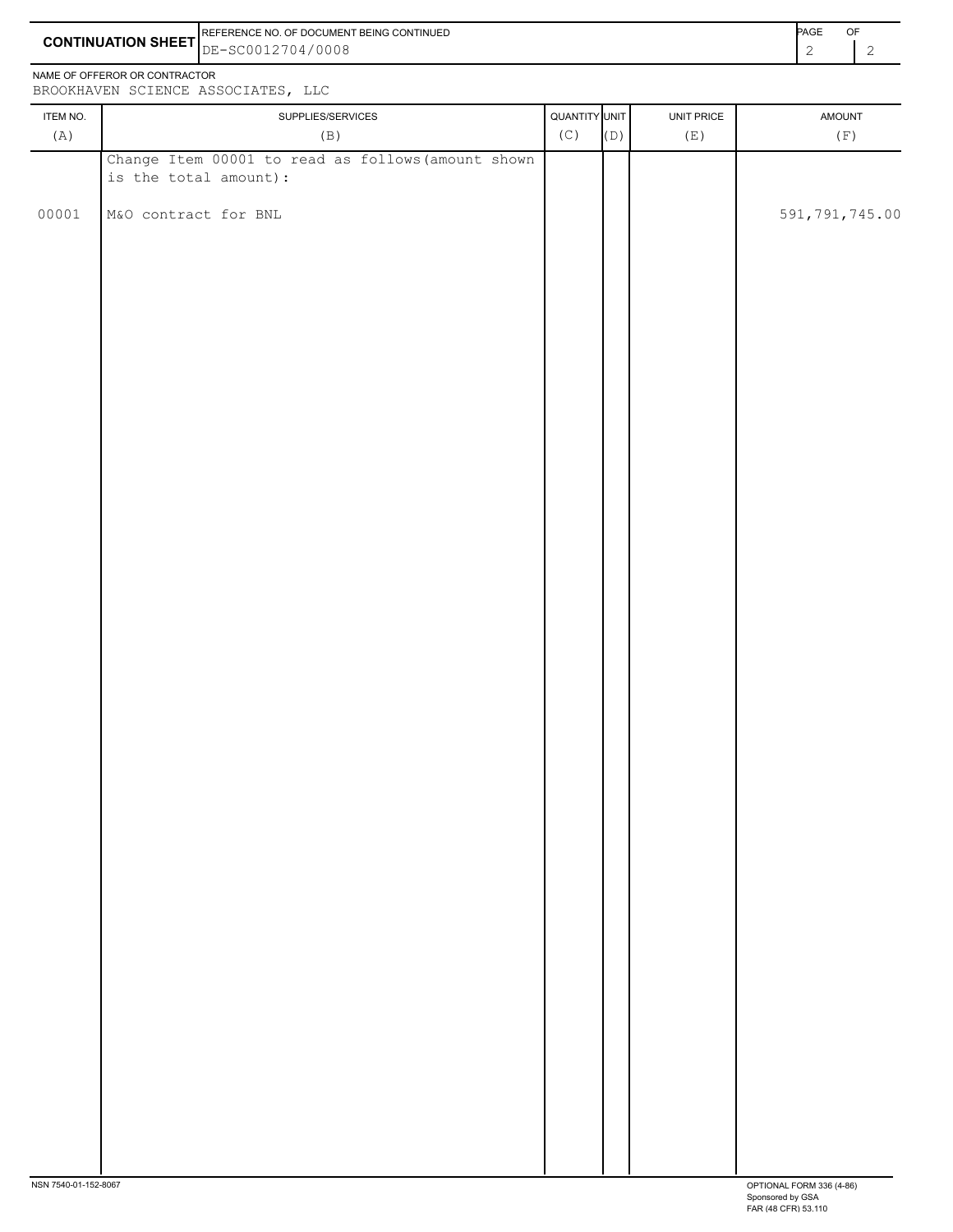**CONTINUATION SHEET**

REFERENCE NO. OF DOCUMENT BEING CONTINUED
DE-SC0012704/0008

NAME OF OFFEROR OR CONTRACTOR
BROOKHAVEN SCIENCE ASSOCIATES, LLC

| ITEM NO. (A) | SUPPLIES/SERVICES (B) | QUANTITY (C) | UNIT (D) | UNIT PRICE (E) | AMOUNT (F) |
|---|---|---|---|---|---|
| | Change Item 00001 to read as follows(amount shown is the total amount): | | | | |
| 00001 | M&O contract for BNL | | | | 591,791,745.00 |

NSN 7540-01-152-8067

OPTIONAL FORM 336 (4-86)
Sponsored by GSA
FAR (48 CFR) 53.110